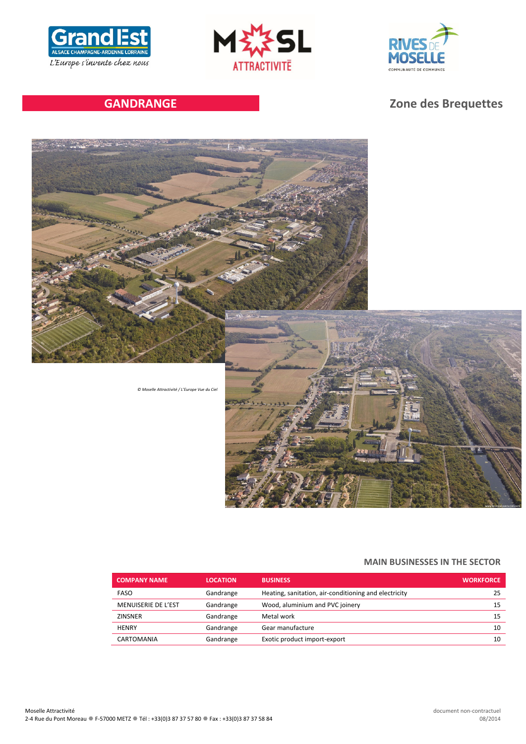## GANDRANGE

## Zone des Brequettes

*© Moselle Attractivité / L'Europe Vue du Ciel*

### MAIN BUSINESSES IN THE SECTOR

| COMPANY NAME | LOCATION | BUSINESS | WORKFORCE |
|---|---|---|---|
| FASO | Gandrange | Heating, sanitation, air-conditioning and electricity | 25 |
| MENUISERIE DE L'EST | Gandrange | Wood, aluminium and PVC joinery | 15 |
| ZINSNER | Gandrange | Metal work | 15 |
| HENRY | Gandrange | Gear manufacture | 10 |
| CARTOMANIA | Gandrange | Exotic product import-export | 10 |

Moselle Attractivité
2-4 Rue du Pont Moreau ● F-57000 METZ ● Tél : +33(0)3 87 37 57 80 ● Fax : +33(0)3 87 37 58 84

document non-contractuel
08/2014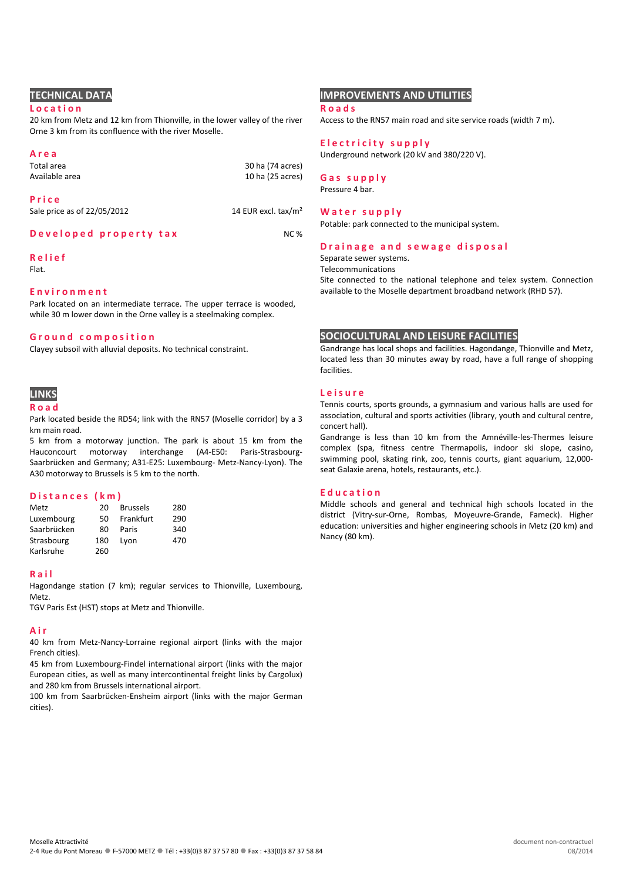## TECHNICAL DATA

### Location

20 km from Metz and 12 km from Thionville, in the lower valley of the river Orne 3 km from its confluence with the river Moselle.

### Area

| | |
|---|---|
| Total area | 30 ha (74 acres) |
| Available area | 10 ha (25 acres) |

### Price

| | |
|---|---|
| Sale price as of 22/05/2012 | 14 EUR excl. tax/m² |

### Developed property tax

NC %

### Relief

Flat.

### Environment

Park located on an intermediate terrace. The upper terrace is wooded, while 30 m lower down in the Orne valley is a steelmaking complex.

### Ground composition

Clayey subsoil with alluvial deposits. No technical constraint.

## LINKS

### Road

Park located beside the RD54; link with the RN57 (Moselle corridor) by a 3 km main road.

5 km from a motorway junction. The park is about 15 km from the Hauconcourt motorway interchange (A4-E50: Paris-Strasbourg-Saarbrücken and Germany; A31-E25: Luxembourg- Metz-Nancy-Lyon). The A30 motorway to Brussels is 5 km to the north.

### Distances (km)

| | | | |
|---|---|---|---|
| Metz | 20 | Brussels | 280 |
| Luxembourg | 50 | Frankfurt | 290 |
| Saarbrücken | 80 | Paris | 340 |
| Strasbourg | 180 | Lyon | 470 |
| Karlsruhe | 260 | | |

### Rail

Hagondange station (7 km); regular services to Thionville, Luxembourg, Metz.

TGV Paris Est (HST) stops at Metz and Thionville.

### Air

40 km from Metz-Nancy-Lorraine regional airport (links with the major French cities).

45 km from Luxembourg-Findel international airport (links with the major European cities, as well as many intercontinental freight links by Cargolux) and 280 km from Brussels international airport.

100 km from Saarbrücken-Ensheim airport (links with the major German cities).

## IMPROVEMENTS AND UTILITIES

### Roads

Access to the RN57 main road and site service roads (width 7 m).

### Electricity supply

Underground network (20 kV and 380/220 V).

### Gas supply

Pressure 4 bar.

### Water supply

Potable: park connected to the municipal system.

### Drainage and sewage disposal

Separate sewer systems.

Telecommunications

Site connected to the national telephone and telex system. Connection available to the Moselle department broadband network (RHD 57).

## SOCIOCULTURAL AND LEISURE FACILITIES

Gandrange has local shops and facilities. Hagondange, Thionville and Metz, located less than 30 minutes away by road, have a full range of shopping facilities.

### Leisure

Tennis courts, sports grounds, a gymnasium and various halls are used for association, cultural and sports activities (library, youth and cultural centre, concert hall).

Gandrange is less than 10 km from the Amnéville-les-Thermes leisure complex (spa, fitness centre Thermapolis, indoor ski slope, casino, swimming pool, skating rink, zoo, tennis courts, giant aquarium, 12,000-seat Galaxie arena, hotels, restaurants, etc.).

### Education

Middle schools and general and technical high schools located in the district (Vitry-sur-Orne, Rombas, Moyeuvre-Grande, Fameck). Higher education: universities and higher engineering schools in Metz (20 km) and Nancy (80 km).

Moselle Attractivité
2-4 Rue du Pont Moreau ● F-57000 METZ ● Tél : +33(0)3 87 37 57 80 ● Fax : +33(0)3 87 37 58 84

document non-contractuel
08/2014